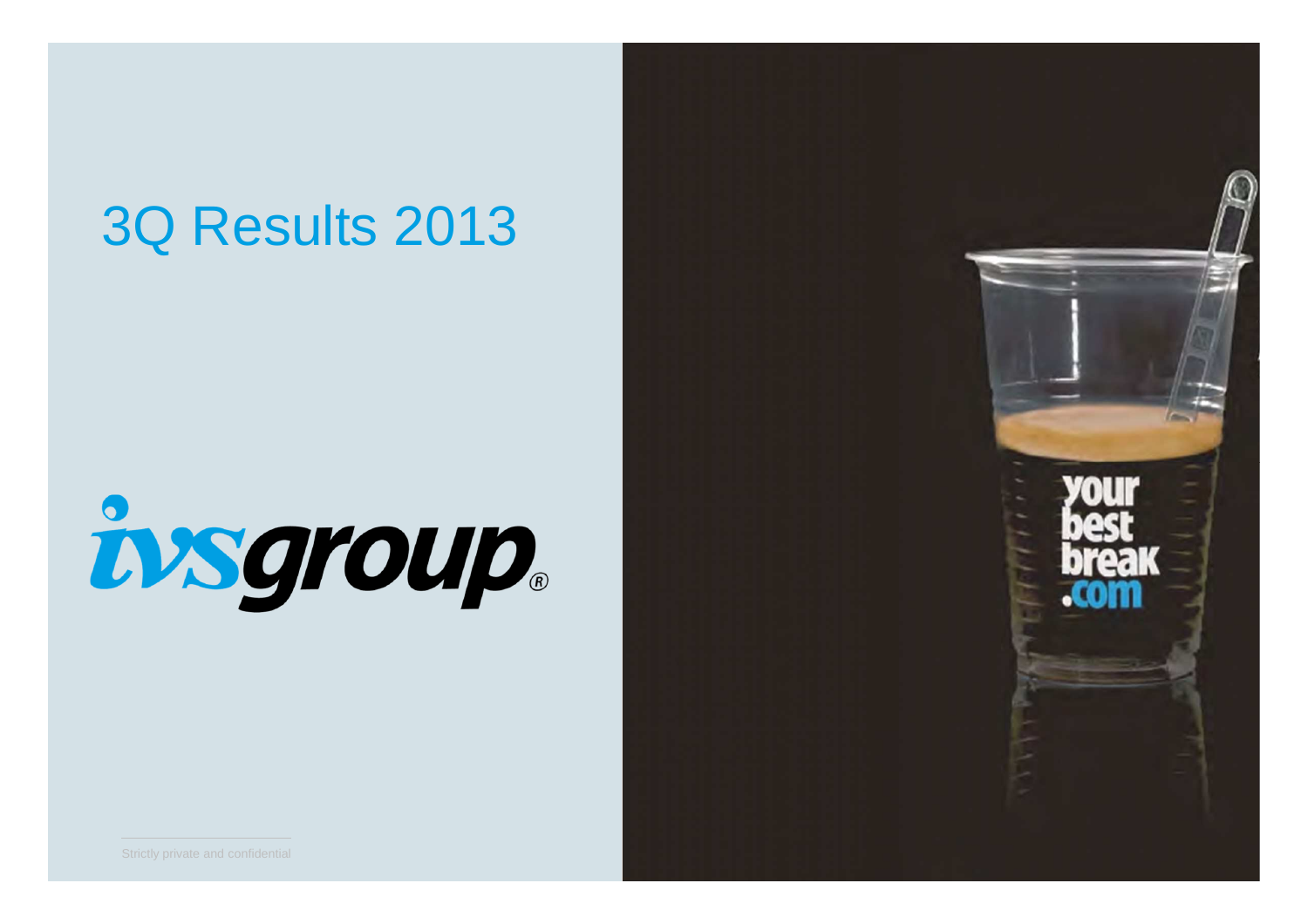# 3Q Results 2013

ivsgroup®

Strictly private and confidential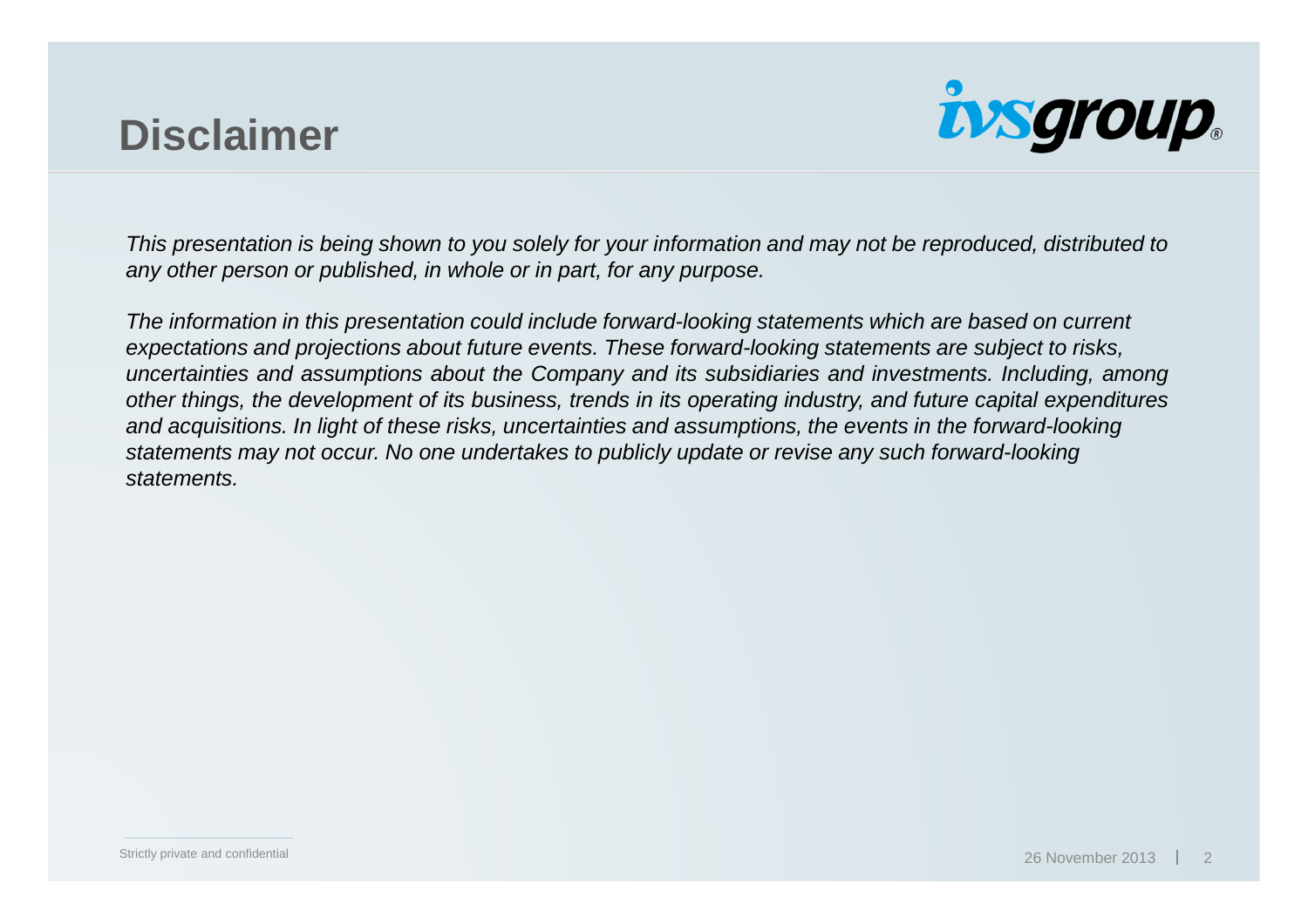# Disclaimer

*This presentation is being shown to you solely for your information and may not be reproduced, distributed to any other person or published, in whole or in part, for any purpose.*

*The information in this presentation could include forward-looking statements which are based on current expectations and projections about future events. These forward-looking statements are subject to risks, uncertainties and assumptions about the Company and its subsidiaries and investments. Including, among other things, the development of its business, trends in its operating industry, and future capital expenditures and acquisitions. In light of these risks, uncertainties and assumptions, the events in the forward-looking statements may not occur. No one undertakes to publicly update or revise any such forward-looking statements.*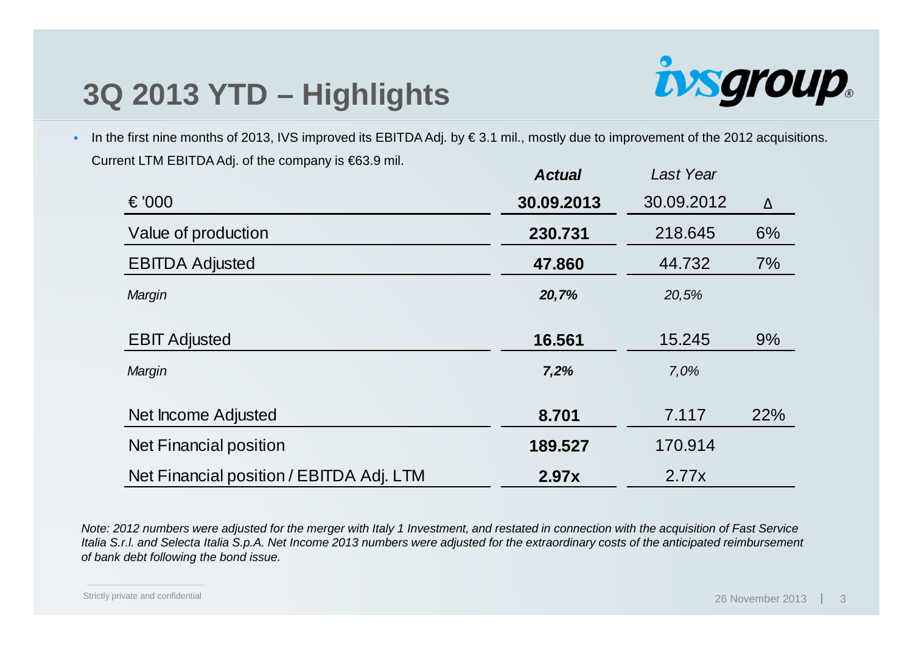# 3Q 2013 YTD – Highlights

- In the first nine months of 2013, IVS improved its EBITDA Adj. by € 3.1 mil., mostly due to improvement of the 2012 acquisitions. Current LTM EBITDA Adj. of the company is €63.9 mil.

| | ***Actual*** | *Last Year* | |
|---|---|---|---|
| € '000 | **30.09.2013** | 30.09.2012 | Δ |
| Value of production | **230.731** | 218.645 | 6% |
| EBITDA Adjusted | **47.860** | 44.732 | 7% |
| *Margin* | ***20,7%*** | *20,5%* | |
| EBIT Adjusted | **16.561** | 15.245 | 9% |
| *Margin* | ***7,2%*** | *7,0%* | |
| Net Income Adjusted | **8.701** | 7.117 | 22% |
| Net Financial position | **189.527** | 170.914 | |
| Net Financial position / EBITDA Adj. LTM | **2.97x** | 2.77x | |

*Note: 2012 numbers were adjusted for the merger with Italy 1 Investment, and restated in connection with the acquisition of Fast Service Italia S.r.l. and Selecta Italia S.p.A. Net Income 2013 numbers were adjusted for the extraordinary costs of the anticipated reimbursement of bank debt following the bond issue.*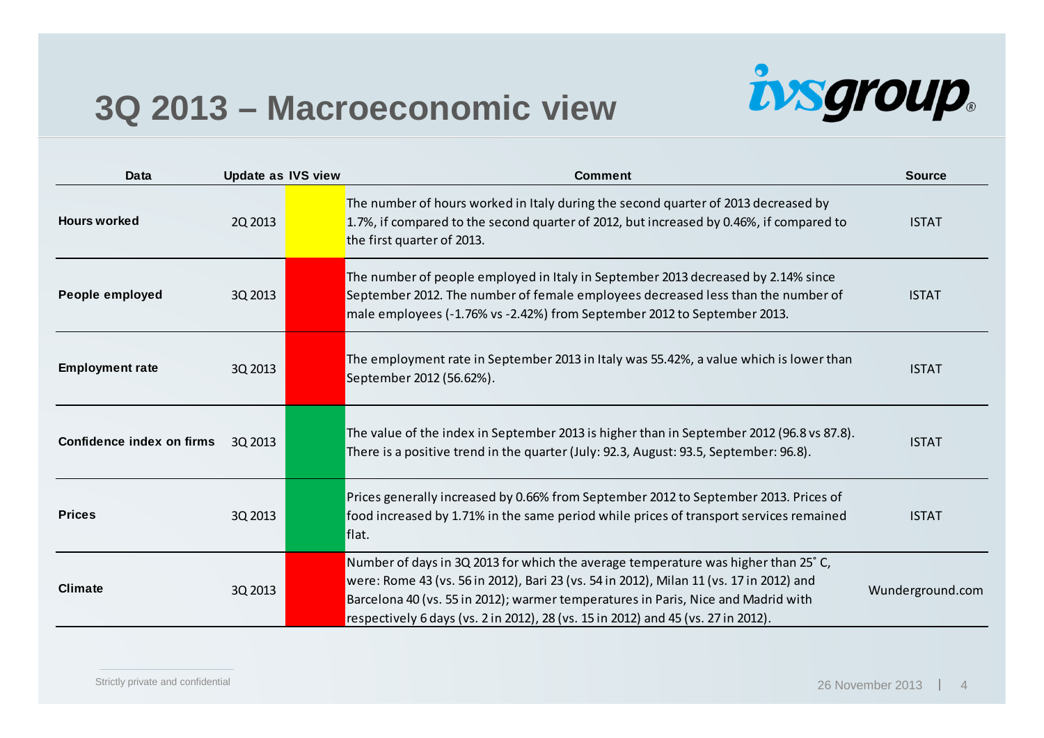# 3Q 2013 – Macroeconomic view

| Data | Update as | IVS view | Comment | Source |
|---|---|---|---|---|
| **Hours worked** | 2Q 2013 | Yellow | The number of hours worked in Italy during the second quarter of 2013 decreased by 1.7%, if compared to the second quarter of 2012, but increased by 0.46%, if compared to the first quarter of 2013. | ISTAT |
| **People employed** | 3Q 2013 | Red | The number of people employed in Italy in September 2013 decreased by 2.14% since September 2012. The number of female employees decreased less than the number of male employees (-1.76% vs -2.42%) from September 2012 to September 2013. | ISTAT |
| **Employment rate** | 3Q 2013 | Red | The employment rate in September 2013 in Italy was 55.42%, a value which is lower than September 2012 (56.62%). | ISTAT |
| **Confidence index on firms** | 3Q 2013 | Green | The value of the index in September 2013 is higher than in September 2012 (96.8 vs 87.8). There is a positive trend in the quarter (July: 92.3, August: 93.5, September: 96.8). | ISTAT |
| **Prices** | 3Q 2013 | Green | Prices generally increased by 0.66% from September 2012 to September 2013. Prices of food increased by 1.71% in the same period while prices of transport services remained flat. | ISTAT |
| **Climate** | 3Q 2013 | Red | Number of days in 3Q 2013 for which the average temperature was higher than 25° C, were: Rome 43 (vs. 56 in 2012), Bari 23 (vs. 54 in 2012), Milan 11 (vs. 17 in 2012) and Barcelona 40 (vs. 55 in 2012); warmer temperatures in Paris, Nice and Madrid with respectively 6 days (vs. 2 in 2012), 28 (vs. 15 in 2012) and 45 (vs. 27 in 2012). | Wunderground.com |

Strictly private and confidential

26 November 2013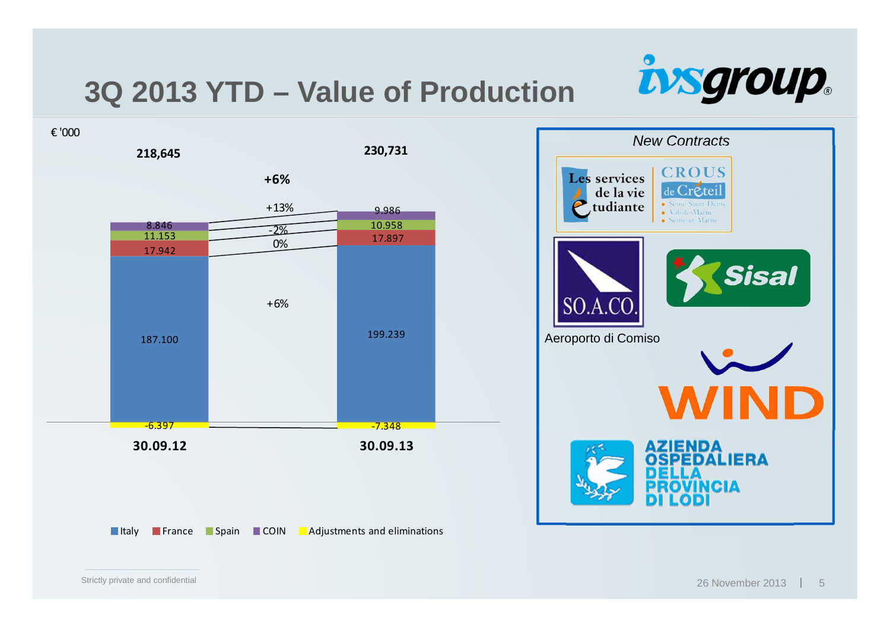# 3Q 2013 YTD – Value of Production

€ '000

| | 30.09.12 | Change | 30.09.13 |
|---|---|---|---|
| Italy | 187.100 | +6% | 199.239 |
| France | 17.942 | 0% | 17.897 |
| Spain | 11.153 | -2% | 10.958 |
| COIN | 8.846 | +13% | 9.986 |
| Adjustments and eliminations | -6.397 | | -7.348 |
| **Total** | **218,645** | **+6%** | **230,731** |

*New Contracts*

- Les services de la vie étudiante – CROUS de Créteil (Seine-Saint-Denis, Val-de-Marne, Seine-et-Marne)
- SO.A.CO. – Aeroporto di Comiso
- Sisal
- WIND
- Azienda Ospedaliera della Provincia di Lodi

Strictly private and confidential

26 November 2013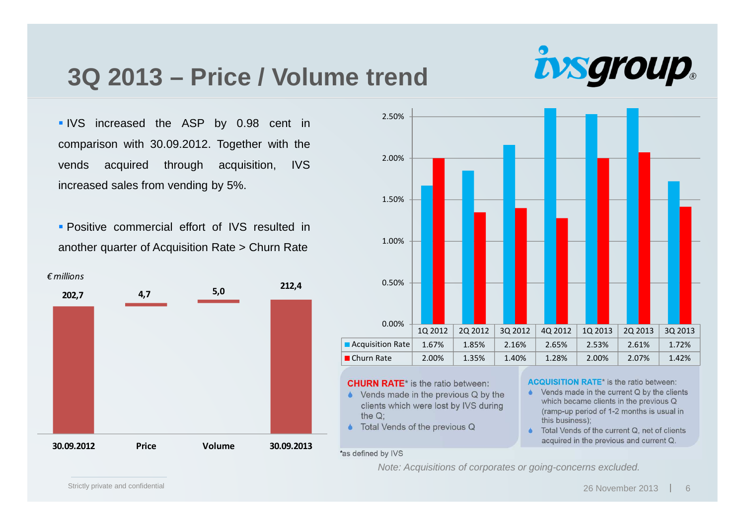# 3Q 2013 – Price / Volume trend

- IVS increased the ASP by 0.98 cent in comparison with 30.09.2012. Together with the vends acquired through acquisition, IVS increased sales from vending by 5%.
- Positive commercial effort of IVS resulted in another quarter of Acquisition Rate > Churn Rate

*€ millions*

| 30.09.2012 | Price | Volume | 30.09.2013 |
|---|---|---|---|
| 202,7 | 4,7 | 5,0 | 212,4 |

| | 1Q 2012 | 2Q 2012 | 3Q 2012 | 4Q 2012 | 1Q 2013 | 2Q 2013 | 3Q 2013 |
|---|---|---|---|---|---|---|---|
| Acquisition Rate | 1.67% | 1.85% | 2.16% | 2.65% | 2.53% | 2.61% | 1.72% |
| Churn Rate | 2.00% | 1.35% | 1.40% | 1.28% | 2.00% | 2.07% | 1.42% |

**CHURN RATE*** is the ratio between:

- Vends made in the previous Q by the clients which were lost by IVS during the Q;
- Total Vends of the previous Q

**ACQUISITION RATE*** is the ratio between:

- Vends made in the current Q by the clients which became clients in the previous Q (ramp-up period of 1-2 months is usual in this business);
- Total Vends of the current Q, net of clients acquired in the previous and current Q.

*as defined by IVS

*Note: Acquisitions of corporates or going-concerns excluded.*

Strictly private and confidential

26 November 2013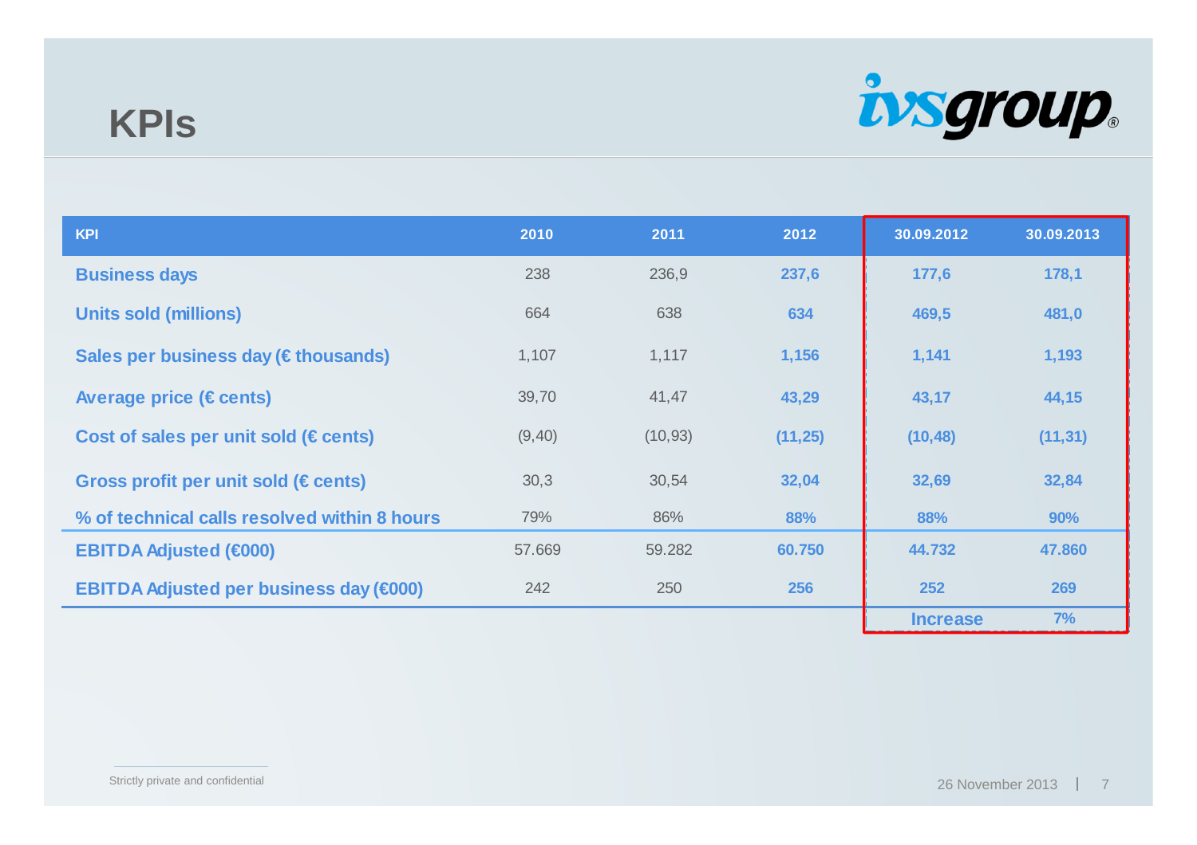# KPIs

| KPI | 2010 | 2011 | 2012 | 30.09.2012 | 30.09.2013 |
|---|---|---|---|---|---|
| Business days | 238 | 236,9 | 237,6 | 177,6 | 178,1 |
| Units sold (millions) | 664 | 638 | 634 | 469,5 | 481,0 |
| Sales per business day (€ thousands) | 1,107 | 1,117 | 1,156 | 1,141 | 1,193 |
| Average price (€ cents) | 39,70 | 41,47 | 43,29 | 43,17 | 44,15 |
| Cost of sales per unit sold (€ cents) | (9,40) | (10,93) | (11,25) | (10,48) | (11,31) |
| Gross profit per unit sold (€ cents) | 30,3 | 30,54 | 32,04 | 32,69 | 32,84 |
| % of technical calls resolved within 8 hours | 79% | 86% | 88% | 88% | 90% |
| EBITDA Adjusted (€000) | 57.669 | 59.282 | 60.750 | 44.732 | 47.860 |
| EBITDA Adjusted per business day (€000) | 242 | 250 | 256 | 252 | 269 |
| | | | | Increase | 7% |

Strictly private and confidential

26 November 2013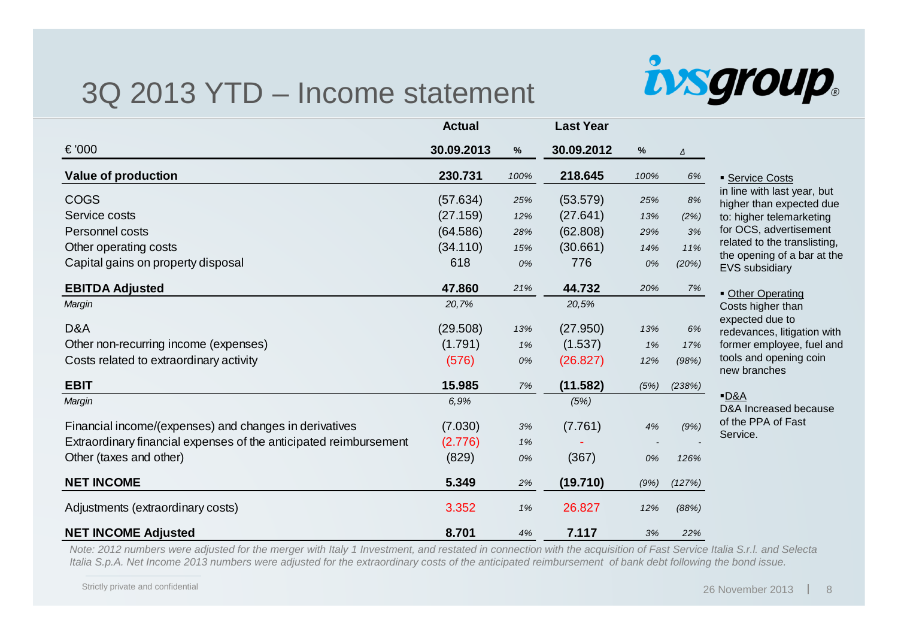# 3Q 2013 YTD – Income statement

| | Actual | | Last Year | | |
|---|---|---|---|---|---|
| € '000 | 30.09.2013 | % | 30.09.2012 | % | Δ |
| **Value of production** | **230.731** | *100%* | **218.645** | *100%* | *6%* |
| COGS | (57.634) | *25%* | (53.579) | *25%* | *8%* |
| Service costs | (27.159) | *12%* | (27.641) | *13%* | *(2%)* |
| Personnel costs | (64.586) | *28%* | (62.808) | *29%* | *3%* |
| Other operating costs | (34.110) | *15%* | (30.661) | *14%* | *11%* |
| Capital gains on property disposal | 618 | *0%* | 776 | *0%* | *(20%)* |
| **EBITDA Adjusted** | **47.860** | *21%* | **44.732** | *20%* | *7%* |
| *Margin* | *20,7%* | | *20,5%* | | |
| D&A | (29.508) | *13%* | (27.950) | *13%* | *6%* |
| Other non-recurring income (expenses) | (1.791) | *1%* | (1.537) | *1%* | *17%* |
| Costs related to extraordinary activity | (576) | *0%* | (26.827) | *12%* | *(98%)* |
| **EBIT** | **15.985** | *7%* | **(11.582)** | *(5%)* | *(238%)* |
| *Margin* | *6,9%* | | *(5%)* | | |
| Financial income/(expenses) and changes in derivatives | (7.030) | *3%* | (7.761) | *4%* | *(9%)* |
| Extraordinary financial expenses of the anticipated reimbursement | (2.776) | *1%* | - | - | - |
| Other (taxes and other) | (829) | *0%* | (367) | *0%* | *126%* |
| **NET INCOME** | **5.349** | *2%* | **(19.710)** | *(9%)* | *(127%)* |
| Adjustments (extraordinary costs) | 3.352 | *1%* | 26.827 | *12%* | *(88%)* |
| **NET INCOME Adjusted** | **8.701** | *4%* | **7.117** | *3%* | *22%* |

- Service Costs in line with last year, but higher than expected due to: higher telemarketing for OCS, advertisement related to the translisting, the opening of a bar at the EVS subsidiary
- Other Operating Costs higher than expected due to redevances, litigation with former employee, fuel and tools and opening coin new branches
- D&A: D&A Increased because of the PPA of Fast Service.

*Note: 2012 numbers were adjusted for the merger with Italy 1 Investment, and restated in connection with the acquisition of Fast Service Italia S.r.l. and Selecta Italia S.p.A. Net Income 2013 numbers were adjusted for the extraordinary costs of the anticipated reimbursement of bank debt following the bond issue.*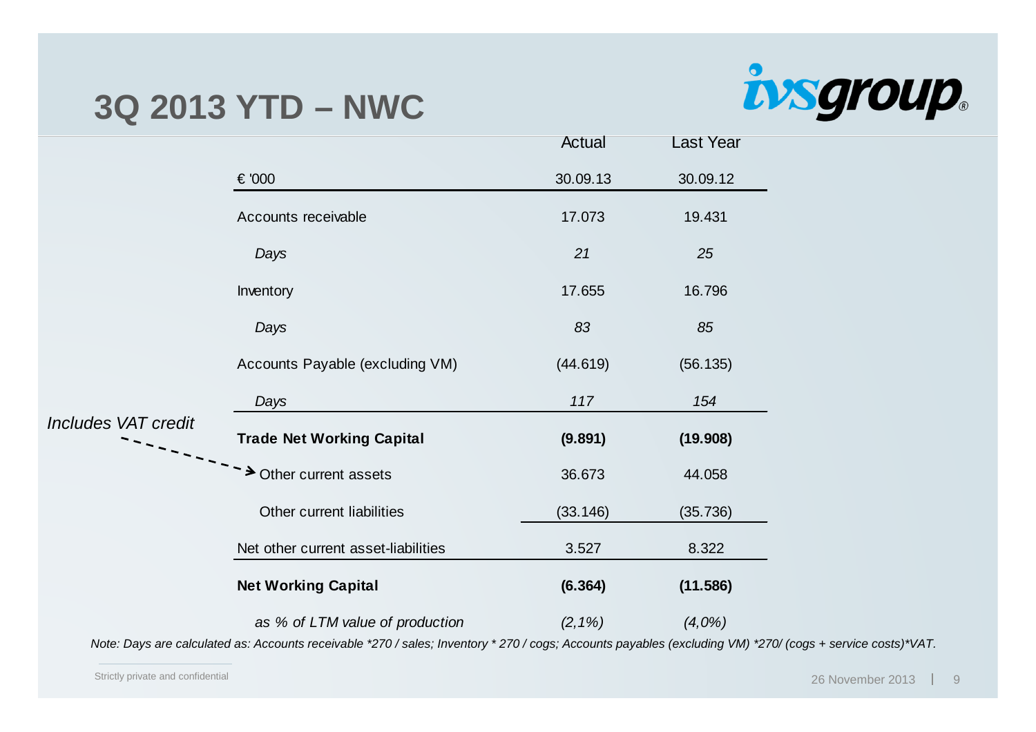# 3Q 2013 YTD – NWC

| € '000 | Actual 30.09.13 | Last Year 30.09.12 |
|---|---|---|
| Accounts receivable | 17.073 | 19.431 |
| *Days* | *21* | *25* |
| Inventory | 17.655 | 16.796 |
| *Days* | *83* | *85* |
| Accounts Payable (excluding VM) | (44.619) | (56.135) |
| *Days* | *117* | *154* |
| **Trade Net Working Capital** | **(9.891)** | **(19.908)** |
| Other current assets | 36.673 | 44.058 |
| Other current liabilities | (33.146) | (35.736) |
| Net other current asset-liabilities | 3.527 | 8.322 |
| **Net Working Capital** | **(6.364)** | **(11.586)** |
| *as % of LTM value of production* | *(2,1%)* | *(4,0%)* |

*Includes VAT credit* (refers to Other current assets)

*Note: Days are calculated as: Accounts receivable *270 / sales; Inventory * 270 / cogs; Accounts payables (excluding VM) *270/ (cogs + service costs)*VAT.*

Strictly private and confidential

26 November 2013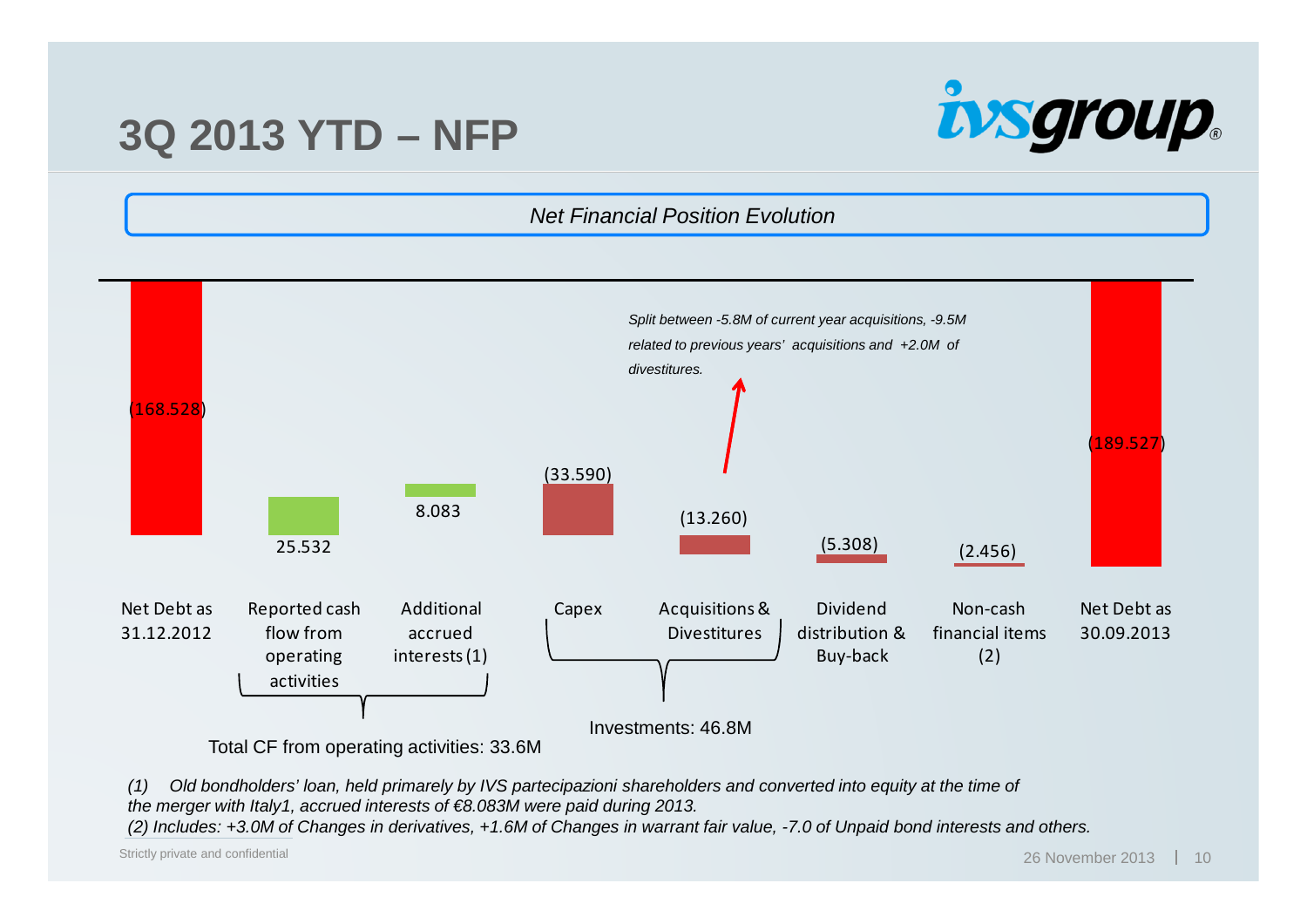# 3Q 2013 YTD – NFP

*Net Financial Position Evolution*

| Item | Value |
|---|---|
| Net Debt as 31.12.2012 | (168.528) |
| Reported cash flow from operating activities | 25.532 |
| Additional accrued interests (1) | 8.083 |
| Capex | (33.590) |
| Acquisitions & Divestitures | (13.260) |
| Dividend distribution & Buy-back | (5.308) |
| Non-cash financial items (2) | (2.456) |
| Net Debt as 30.09.2013 | (189.527) |

*Split between -5.8M of current year acquisitions, -9.5M related to previous years' acquisitions and +2.0M of divestitures.*

Total CF from operating activities: 33.6M

Investments: 46.8M

*(1) Old bondholders' loan, held primarely by IVS partecipazioni shareholders and converted into equity at the time of the merger with Italy1, accrued interests of €8.083M were paid during 2013.*

*(2) Includes: +3.0M of Changes in derivatives, +1.6M of Changes in warrant fair value, -7.0 of Unpaid bond interests and others.*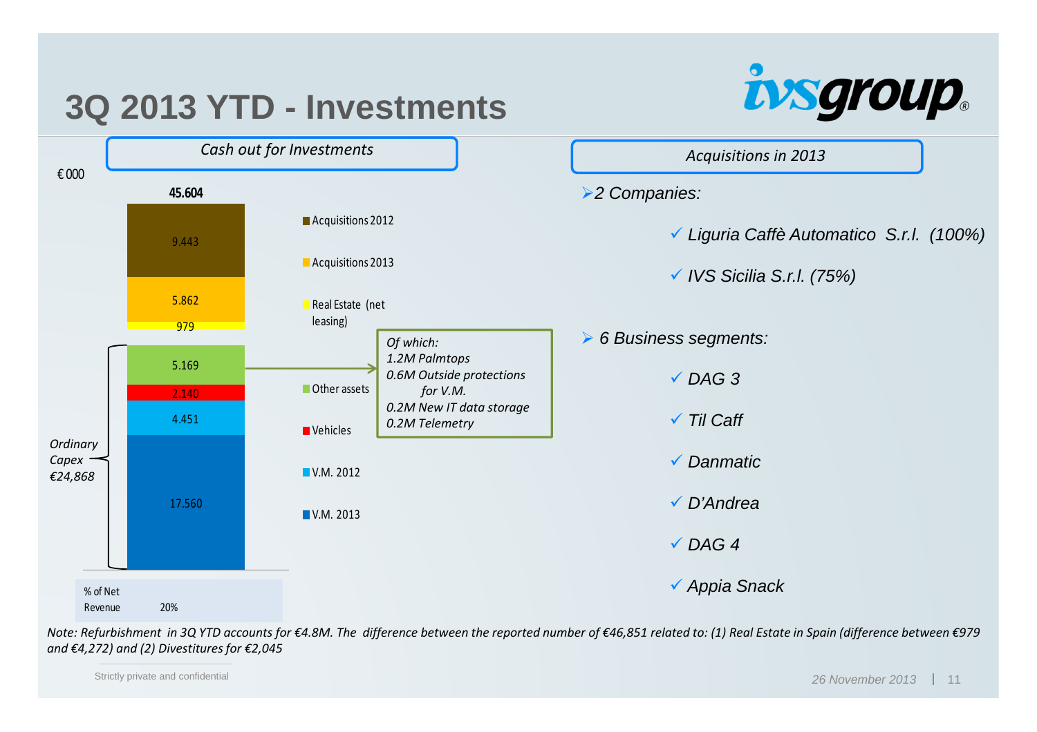# 3Q 2013 YTD - Investments

## Cash out for Investments

€ 000

| Component | Value |
|---|---|
| Acquisitions 2012 | 9.443 |
| Acquisitions 2013 | 5.862 |
| Real Estate (net leasing) | 979 |
| Other assets | 5.169 |
| Vehicles | 2.140 |
| V.M. 2012 | 4.451 |
| V.M. 2013 | 17.560 |
| **Total** | **45.604** |

Ordinary Capex €24,868

*Of which:*
*1.2M Palmtops*
*0.6M Outside protections for V.M.*
*0.2M New IT data storage*
*0.2M Telemetry*

| % of Net Revenue | 20% |
|---|---|

## Acquisitions in 2013

- *2 Companies:*
  - ✓ *Liguria Caffè Automatico S.r.l. (100%)*
  - ✓ *IVS Sicilia S.r.l. (75%)*
- *6 Business segments:*
  - ✓ *DAG 3*
  - ✓ *Til Caff*
  - ✓ *Danmatic*
  - ✓ *D'Andrea*
  - ✓ *DAG 4*
  - ✓ *Appia Snack*

*Note: Refurbishment in 3Q YTD accounts for €4.8M. The difference between the reported number of €46,851 related to: (1) Real Estate in Spain (difference between €979 and €4,272) and (2) Divestitures for €2,045*

Strictly private and confidential

*26 November 2013*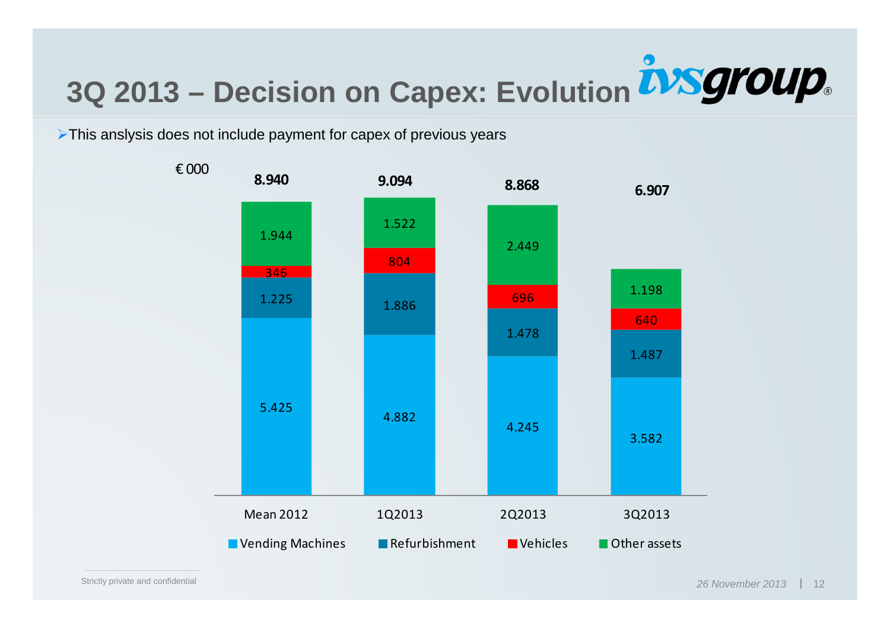# 3Q 2013 – Decision on Capex: Evolution

- This anslysis does not include payment for capex of previous years

€ 000

| | Mean 2012 | 1Q2013 | 2Q2013 | 3Q2013 |
|---|---|---|---|---|
| Vending Machines | 5.425 | 4.882 | 4.245 | 3.582 |
| Refurbishment | 1.225 | 1.886 | 1.478 | 1.487 |
| Vehicles | 346 | 804 | 696 | 640 |
| Other assets | 1.944 | 1.522 | 2.449 | 1.198 |
| **Total** | **8.940** | **9.094** | **8.868** | **6.907** |

Strictly private and confidential

*26 November 2013*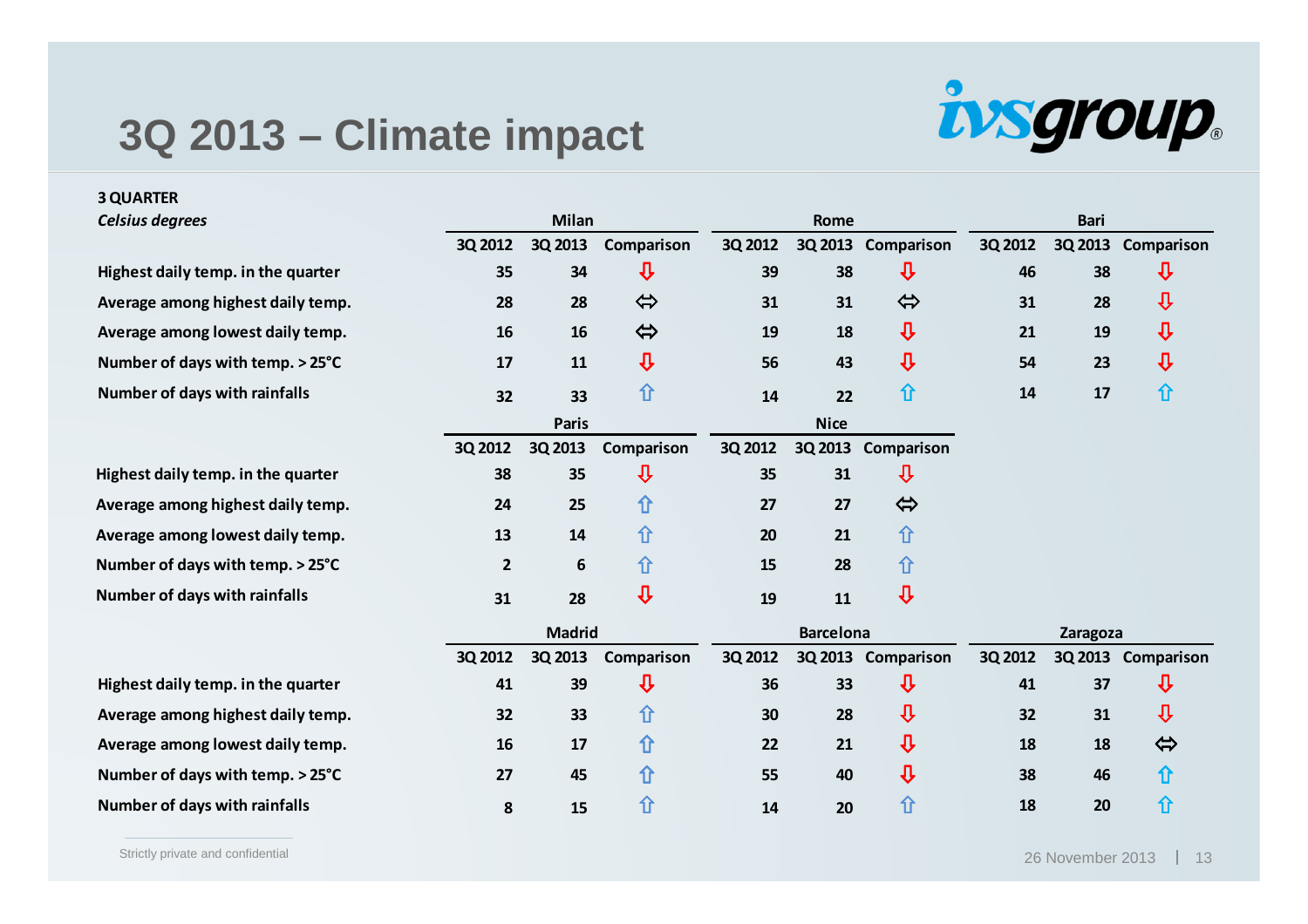# 3Q 2013 – Climate impact

**3 QUARTER**
***Celsius degrees***

| | Milan | | | Rome | | | Bari | | |
|---|---|---|---|---|---|---|---|---|---|
| | 3Q 2012 | 3Q 2013 | Comparison | 3Q 2012 | 3Q 2013 | Comparison | 3Q 2012 | 3Q 2013 | Comparison |
| **Highest daily temp. in the quarter** | 35 | 34 | ⇩ | 39 | 38 | ⇩ | 46 | 38 | ⇩ |
| **Average among highest daily temp.** | 28 | 28 | ⇔ | 31 | 31 | ⇔ | 31 | 28 | ⇩ |
| **Average among lowest daily temp.** | 16 | 16 | ⇔ | 19 | 18 | ⇩ | 21 | 19 | ⇩ |
| **Number of days with temp. > 25°C** | 17 | 11 | ⇩ | 56 | 43 | ⇩ | 54 | 23 | ⇩ |
| **Number of days with rainfalls** | 32 | 33 | ⇧ | 14 | 22 | ⇧ | 14 | 17 | ⇧ |

| | Paris | | | Nice | | |
|---|---|---|---|---|---|---|
| | 3Q 2012 | 3Q 2013 | Comparison | 3Q 2012 | 3Q 2013 | Comparison |
| **Highest daily temp. in the quarter** | 38 | 35 | ⇩ | 35 | 31 | ⇩ |
| **Average among highest daily temp.** | 24 | 25 | ⇧ | 27 | 27 | ⇔ |
| **Average among lowest daily temp.** | 13 | 14 | ⇧ | 20 | 21 | ⇧ |
| **Number of days with temp. > 25°C** | 2 | 6 | ⇧ | 15 | 28 | ⇧ |
| **Number of days with rainfalls** | 31 | 28 | ⇩ | 19 | 11 | ⇩ |

| | Madrid | | | Barcelona | | | Zaragoza | | |
|---|---|---|---|---|---|---|---|---|---|
| | 3Q 2012 | 3Q 2013 | Comparison | 3Q 2012 | 3Q 2013 | Comparison | 3Q 2012 | 3Q 2013 | Comparison |
| **Highest daily temp. in the quarter** | 41 | 39 | ⇩ | 36 | 33 | ⇩ | 41 | 37 | ⇩ |
| **Average among highest daily temp.** | 32 | 33 | ⇧ | 30 | 28 | ⇩ | 32 | 31 | ⇩ |
| **Average among lowest daily temp.** | 16 | 17 | ⇧ | 22 | 21 | ⇩ | 18 | 18 | ⇔ |
| **Number of days with temp. > 25°C** | 27 | 45 | ⇧ | 55 | 40 | ⇩ | 38 | 46 | ⇧ |
| **Number of days with rainfalls** | 8 | 15 | ⇧ | 14 | 20 | ⇧ | 18 | 20 | ⇧ |

Strictly private and confidential

26 November 2013